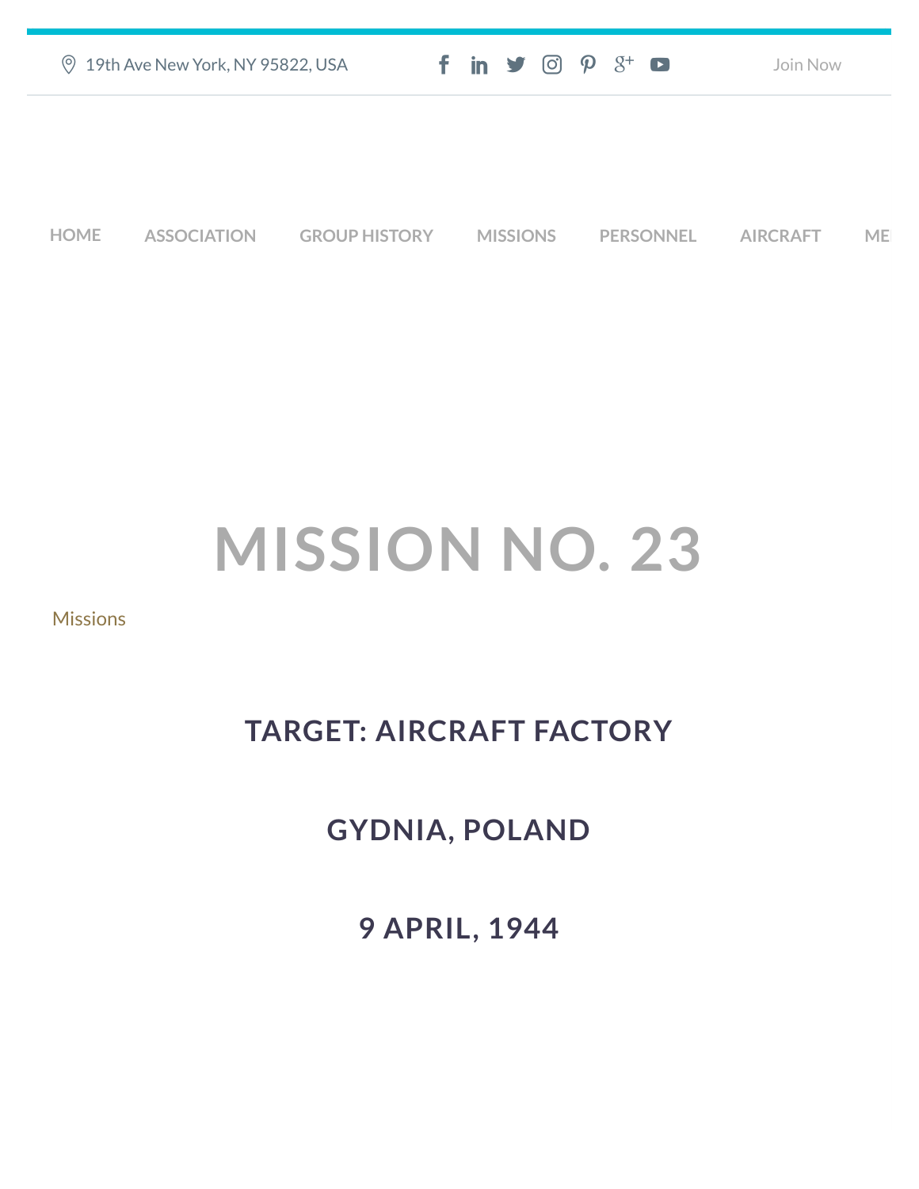19th Ave New York, NY 95822, USA

Join Now

HOME ASSOCIATION GROUP HISTORY MISSIONS PERSONNEL AIRCRAFT ME

# MISSION NO. 23

Missions

## TARGET: AIRCRAFT FACTORY

## GYDNIA, POLAND

## 9 APRIL, 1944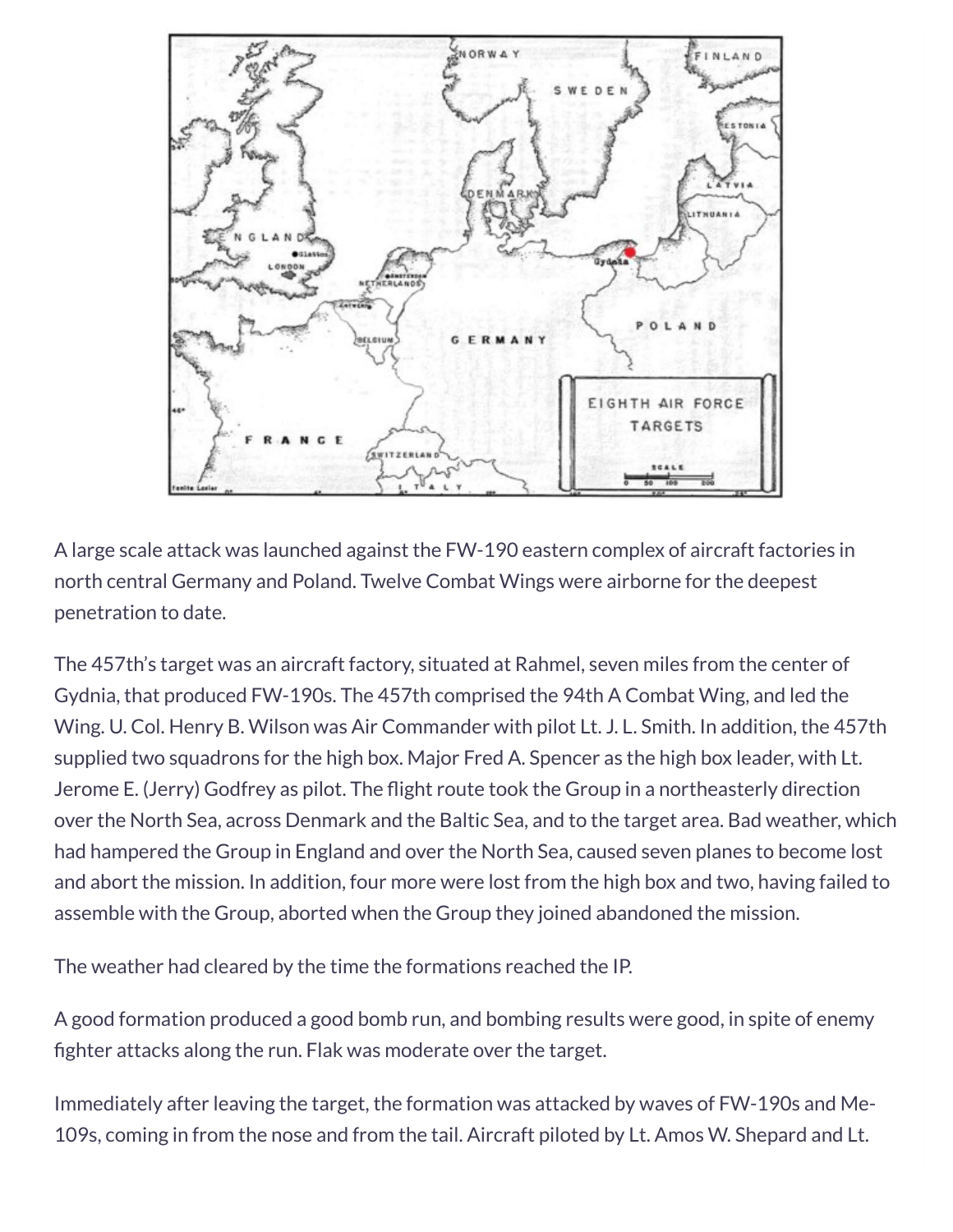A large scale attack was launched against the FW-190 eastern complex of aircraft factories in north central Germany and Poland. Twelve Combat Wings were airborne for the deepest penetration to date.

The 457th's target was an aircraft factory, situated at Rahmel, seven miles from the center of Gydnia, that produced FW-190s. The 457th comprised the 94th A Combat Wing, and led the Wing. U. Col. Henry B. Wilson was Air Commander with pilot Lt. J. L. Smith. In addition, the 457th supplied two squadrons for the high box. Major Fred A. Spencer as the high box leader, with Lt. Jerome E. (Jerry) Godfrey as pilot. The flight route took the Group in a northeasterly direction over the North Sea, across Denmark and the Baltic Sea, and to the target area. Bad weather, which had hampered the Group in England and over the North Sea, caused seven planes to become lost and abort the mission. In addition, four more were lost from the high box and two, having failed to assemble with the Group, aborted when the Group they joined abandoned the mission.

The weather had cleared by the time the formations reached the IP.

A good formation produced a good bomb run, and bombing results were good, in spite of enemy fighter attacks along the run. Flak was moderate over the target.

Immediately after leaving the target, the formation was attacked by waves of FW-190s and Me-109s, coming in from the nose and from the tail. Aircraft piloted by Lt. Amos W. Shepard and Lt.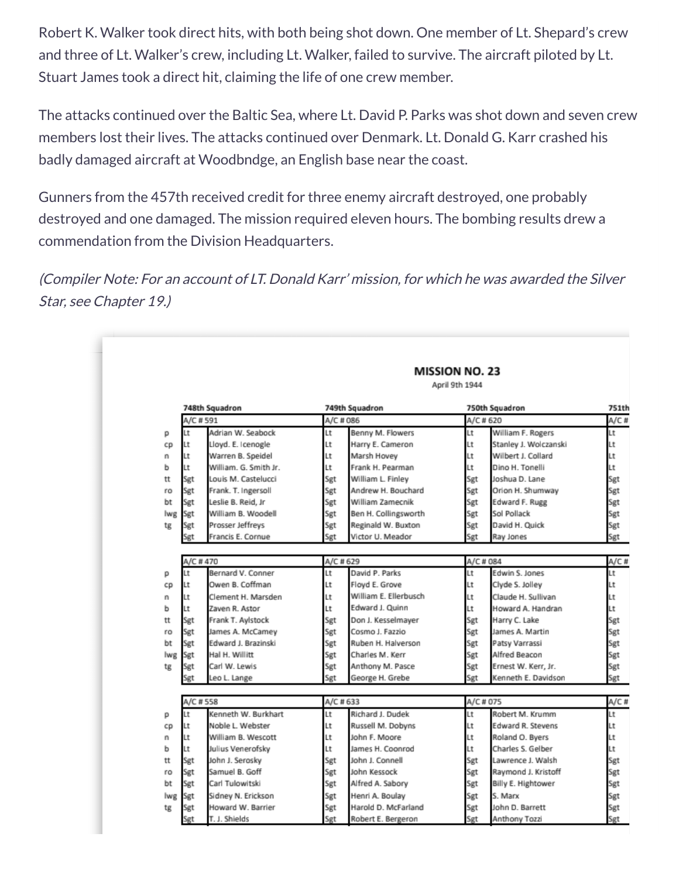Robert K. Walker took direct hits, with both being shot down. One member of Lt. Shepard's crew and three of Lt. Walker's crew, including Lt. Walker, failed to survive. The aircraft piloted by Lt. Stuart James took a direct hit, claiming the life of one crew member.

The attacks continued over the Baltic Sea, where Lt. David P. Parks was shot down and seven crew members lost their lives. The attacks continued over Denmark. Lt. Donald G. Karr crashed his badly damaged aircraft at Woodbndge, an English base near the coast.

Gunners from the 457th received credit for three enemy aircraft destroyed, one probably destroyed and one damaged. The mission required eleven hours. The bombing results drew a commendation from the Division Headquarters.

*(Compiler Note: For an account of LT. Donald Karr' mission, for which he was awarded the Silver Star, see Chapter 19.)*

## MISSION NO. 23

April 9th 1944

| | 748th Squadron | | 749th Squadron | | 750th Squadron | | 751th | |
|---|---|---|---|---|---|---|---|---|
| | A/C # 591 | | A/C # 086 | | A/C # 620 | | A/C # | |
| p | Lt | Adrian W. Seabock | Lt | Benny M. Flowers | Lt | William F. Rogers | Lt | |
| cp | Lt | Lloyd. E. Icenogle | Lt | Harry E. Cameron | Lt | Stanley J. Wolczanski | Lt | |
| n | Lt | Warren B. Speidel | Lt | Marsh Hovey | Lt | Wilbert J. Collard | Lt | |
| b | Lt | William. G. Smith Jr. | Lt | Frank H. Pearman | Lt | Dino H. Tonelli | Lt | |
| tt | Sgt | Louis M. Castelucci | Sgt | William L. Finley | Sgt | Joshua D. Lane | Sgt | |
| ro | Sgt | Frank. T. Ingersoll | Sgt | Andrew H. Bouchard | Sgt | Orion H. Shumway | Sgt | |
| bt | Sgt | Leslie B. Reid, Jr | Sgt | William Zamecnik | Sgt | Edward F. Rugg | Sgt | |
| lwg | Sgt | William B. Woodell | Sgt | Ben H. Collingsworth | Sgt | Sol Pollack | Sgt | |
| tg | Sgt | Prosser Jeffreys | Sgt | Reginald W. Buxton | Sgt | David H. Quick | Sgt | |
| | Sgt | Francis E. Cornue | Sgt | Victor U. Meador | Sgt | Ray Jones | Sgt | |
| | A/C # 470 | | A/C # 629 | | A/C # 084 | | A/C # | |
| p | Lt | Bernard V. Conner | Lt | David P. Parks | Lt | Edwin S. Jones | Lt | |
| cp | Lt | Owen B. Coffman | Lt | Floyd E. Grove | Lt | Clyde S. Jolley | Lt | |
| n | Lt | Clement H. Marsden | Lt | William E. Ellerbusch | Lt | Claude H. Sullivan | Lt | |
| b | Lt | Zaven R. Astor | Lt | Edward J. Quinn | Lt | Howard A. Handran | Lt | |
| tt | Sgt | Frank T. Aylstock | Sgt | Don J. Kesselmayer | Sgt | Harry C. Lake | Sgt | |
| ro | Sgt | James A. McCamey | Sgt | Cosmo J. Fazzio | Sgt | James A. Martin | Sgt | |
| bt | Sgt | Edward J. Brazinski | Sgt | Ruben H. Halverson | Sgt | Patsy Varrassi | Sgt | |
| lwg | Sgt | Hal H. Willitt | Sgt | Charles M. Kerr | Sgt | Alfred Beacon | Sgt | |
| tg | Sgt | Carl W. Lewis | Sgt | Anthony M. Pasce | Sgt | Ernest W. Kerr, Jr. | Sgt | |
| | Sgt | Leo L. Lange | Sgt | George H. Grebe | Sgt | Kenneth E. Davidson | Sgt | |
| | A/C # 558 | | A/C # 633 | | A/C # 075 | | A/C # | |
| p | Lt | Kenneth W. Burkhart | Lt | Richard J. Dudek | Lt | Robert M. Krumm | Lt | |
| cp | Lt | Noble L. Webster | Lt | Russell M. Dobyns | Lt | Edward R. Stevens | Lt | |
| n | Lt | William B. Wescott | Lt | John F. Moore | Lt | Roland O. Byers | Lt | |
| b | Lt | Julius Venerofsky | Lt | James H. Coonrod | Lt | Charles S. Gelber | Lt | |
| tt | Sgt | John J. Serosky | Sgt | John J. Connell | Sgt | Lawrence J. Walsh | Sgt | |
| ro | Sgt | Samuel B. Goff | Sgt | John Kessock | Sgt | Raymond J. Kristoff | Sgt | |
| bt | Sgt | Carl Tulowitski | Sgt | Alfred A. Sabory | Sgt | Billy E. Hightower | Sgt | |
| lwg | Sgt | Sidney N. Erickson | Sgt | Henri A. Boulay | Sgt | S. Marx | Sgt | |
| tg | Sgt | Howard W. Barrier | Sgt | Harold D. McFarland | Sgt | John D. Barrett | Sgt | |
| | Sgt | T. J. Shields | Sgt | Robert E. Bergeron | Sgt | Anthony Tozzi | Sgt | |